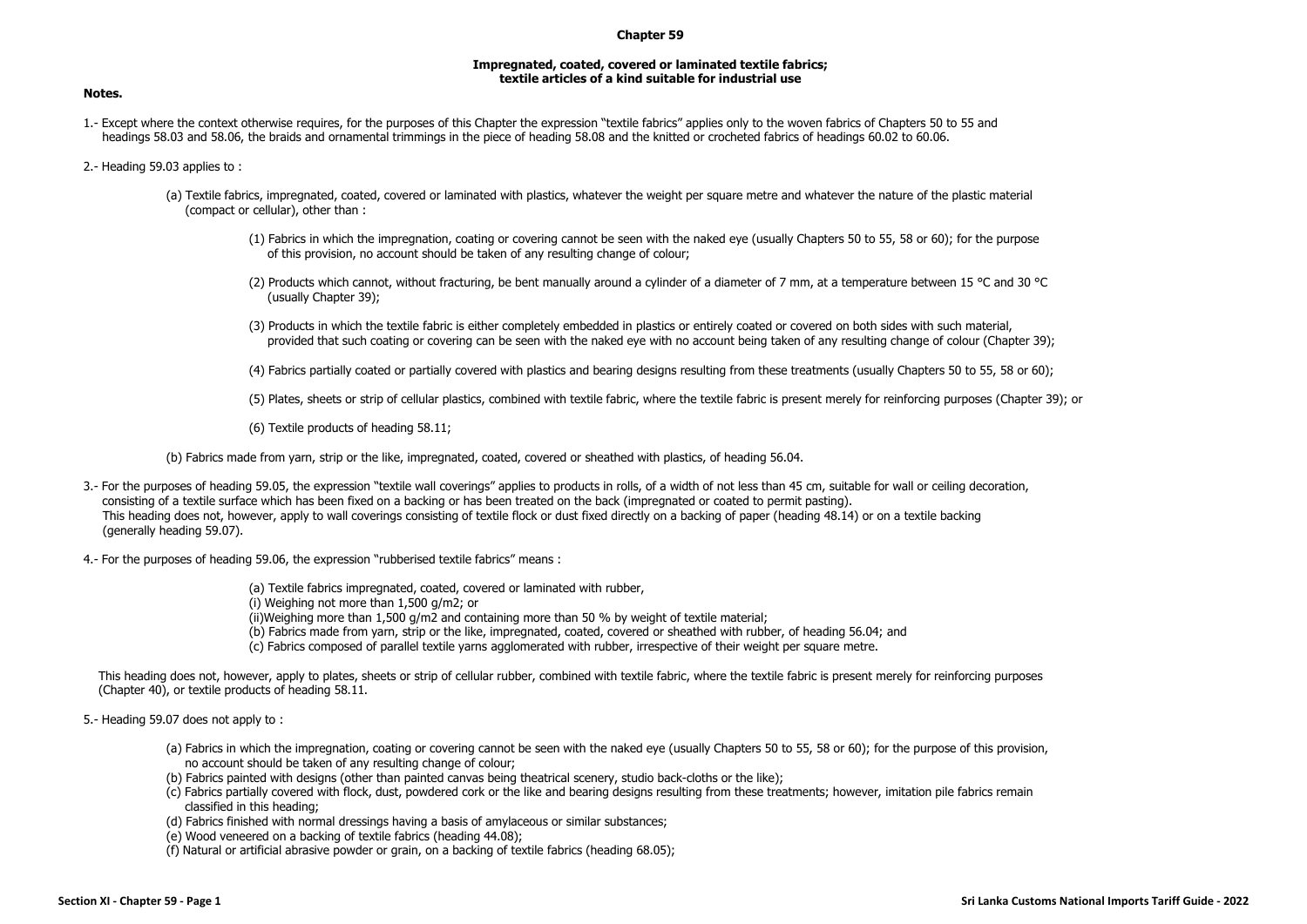# Chapter 59

## Impregnated, coated, covered or laminated textile fabrics; textile articles of a kind suitable for industrial use

**Notes.**

1.- Except where the context otherwise requires, for the purposes of this Chapter the expression "textile fabrics" applies only to the woven fabrics of Chapters 50 to 55 and headings 58.03 and 58.06, the braids and ornamental trimmings in the piece of heading 58.08 and the knitted or crocheted fabrics of headings 60.02 to 60.06.

2.- Heading 59.03 applies to :

(a) Textile fabrics, impregnated, coated, covered or laminated with plastics, whatever the weight per square metre and whatever the nature of the plastic material (compact or cellular), other than :

(1) Fabrics in which the impregnation, coating or covering cannot be seen with the naked eye (usually Chapters 50 to 55, 58 or 60); for the purpose of this provision, no account should be taken of any resulting change of colour;

(2) Products which cannot, without fracturing, be bent manually around a cylinder of a diameter of 7 mm, at a temperature between 15 °C and 30 °C (usually Chapter 39);

(3) Products in which the textile fabric is either completely embedded in plastics or entirely coated or covered on both sides with such material, provided that such coating or covering can be seen with the naked eye with no account being taken of any resulting change of colour (Chapter 39);

(4) Fabrics partially coated or partially covered with plastics and bearing designs resulting from these treatments (usually Chapters 50 to 55, 58 or 60);

(5) Plates, sheets or strip of cellular plastics, combined with textile fabric, where the textile fabric is present merely for reinforcing purposes (Chapter 39); or

(6) Textile products of heading 58.11;

(b) Fabrics made from yarn, strip or the like, impregnated, coated, covered or sheathed with plastics, of heading 56.04.

3.- For the purposes of heading 59.05, the expression "textile wall coverings" applies to products in rolls, of a width of not less than 45 cm, suitable for wall or ceiling decoration, consisting of a textile surface which has been fixed on a backing or has been treated on the back (impregnated or coated to permit pasting). This heading does not, however, apply to wall coverings consisting of textile flock or dust fixed directly on a backing of paper (heading 48.14) or on a textile backing (generally heading 59.07).

4.- For the purposes of heading 59.06, the expression "rubberised textile fabrics" means :

(a) Textile fabrics impregnated, coated, covered or laminated with rubber,
(i) Weighing not more than 1,500 g/m2; or
(ii)Weighing more than 1,500 g/m2 and containing more than 50 % by weight of textile material;
(b) Fabrics made from yarn, strip or the like, impregnated, coated, covered or sheathed with rubber, of heading 56.04; and
(c) Fabrics composed of parallel textile yarns agglomerated with rubber, irrespective of their weight per square metre.

This heading does not, however, apply to plates, sheets or strip of cellular rubber, combined with textile fabric, where the textile fabric is present merely for reinforcing purposes (Chapter 40), or textile products of heading 58.11.

5.- Heading 59.07 does not apply to :

(a) Fabrics in which the impregnation, coating or covering cannot be seen with the naked eye (usually Chapters 50 to 55, 58 or 60); for the purpose of this provision, no account should be taken of any resulting change of colour;
(b) Fabrics painted with designs (other than painted canvas being theatrical scenery, studio back-cloths or the like);
(c) Fabrics partially covered with flock, dust, powdered cork or the like and bearing designs resulting from these treatments; however, imitation pile fabrics remain classified in this heading;
(d) Fabrics finished with normal dressings having a basis of amylaceous or similar substances;
(e) Wood veneered on a backing of textile fabrics (heading 44.08);
(f) Natural or artificial abrasive powder or grain, on a backing of textile fabrics (heading 68.05);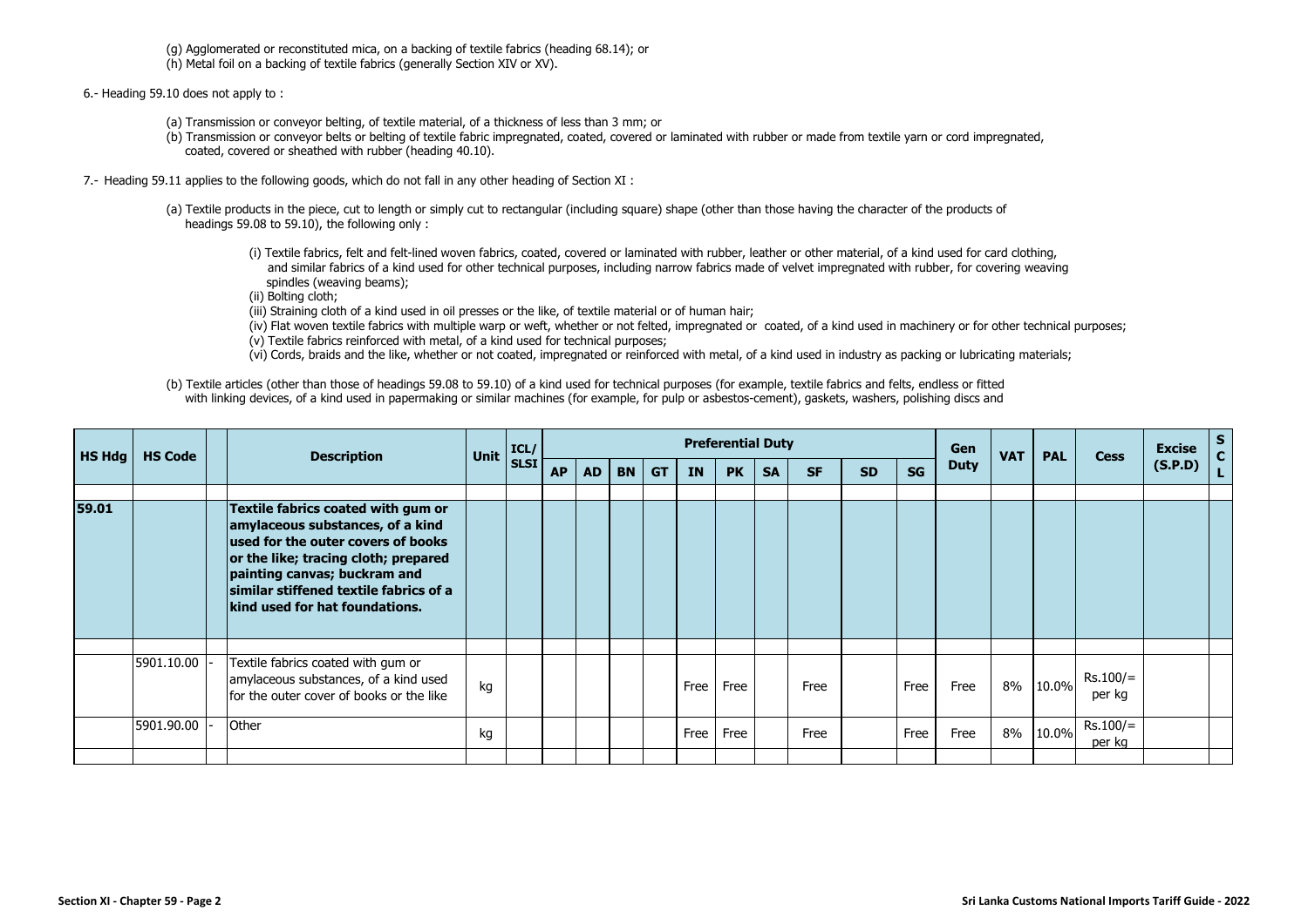(g) Agglomerated or reconstituted mica, on a backing of textile fabrics (heading 68.14); or
(h) Metal foil on a backing of textile fabrics (generally Section XIV or XV).

6.- Heading 59.10 does not apply to :

(a) Transmission or conveyor belting, of textile material, of a thickness of less than 3 mm; or
(b) Transmission or conveyor belts or belting of textile fabric impregnated, coated, covered or laminated with rubber or made from textile yarn or cord impregnated, coated, covered or sheathed with rubber (heading 40.10).

7.- Heading 59.11 applies to the following goods, which do not fall in any other heading of Section XI :

(a) Textile products in the piece, cut to length or simply cut to rectangular (including square) shape (other than those having the character of the products of headings 59.08 to 59.10), the following only :

(i) Textile fabrics, felt and felt-lined woven fabrics, coated, covered or laminated with rubber, leather or other material, of a kind used for card clothing, and similar fabrics of a kind used for other technical purposes, including narrow fabrics made of velvet impregnated with rubber, for covering weaving spindles (weaving beams);
(ii) Bolting cloth;
(iii) Straining cloth of a kind used in oil presses or the like, of textile material or of human hair;
(iv) Flat woven textile fabrics with multiple warp or weft, whether or not felted, impregnated or coated, of a kind used in machinery or for other technical purposes;
(v) Textile fabrics reinforced with metal, of a kind used for technical purposes;
(vi) Cords, braids and the like, whether or not coated, impregnated or reinforced with metal, of a kind used in industry as packing or lubricating materials;

(b) Textile articles (other than those of headings 59.08 to 59.10) of a kind used for technical purposes (for example, textile fabrics and felts, endless or fitted with linking devices, of a kind used in papermaking or similar machines (for example, for pulp or asbestos-cement), gaskets, washers, polishing discs and

| HS Hdg | HS Code | | Description | Unit | ICL/ SLSI | Preferential Duty | | | | | | | | | | Gen Duty | VAT | PAL | Cess | Excise (S.P.D) | SCL |
|---|---|---|---|---|---|---|---|---|---|---|---|---|---|---|---|---|---|---|---|---|---|
| | | | | | | AP | AD | BN | GT | IN | PK | SA | SF | SD | SG | | | | | | |
| **59.01** | | | **Textile fabrics coated with gum or amylaceous substances, of a kind used for the outer covers of books or the like; tracing cloth; prepared painting canvas; buckram and similar stiffened textile fabrics of a kind used for hat foundations.** | | | | | | | | | | | | | | | | | | |
| | 5901.10.00 | - | Textile fabrics coated with gum or amylaceous substances, of a kind used for the outer cover of books or the like | kg | | | | | | Free | Free | | Free | | Free | Free | 8% | 10.0% | Rs.100/= per kg | | |
| | 5901.90.00 | - | Other | kg | | | | | | Free | Free | | Free | | Free | Free | 8% | 10.0% | Rs.100/= per kg | | |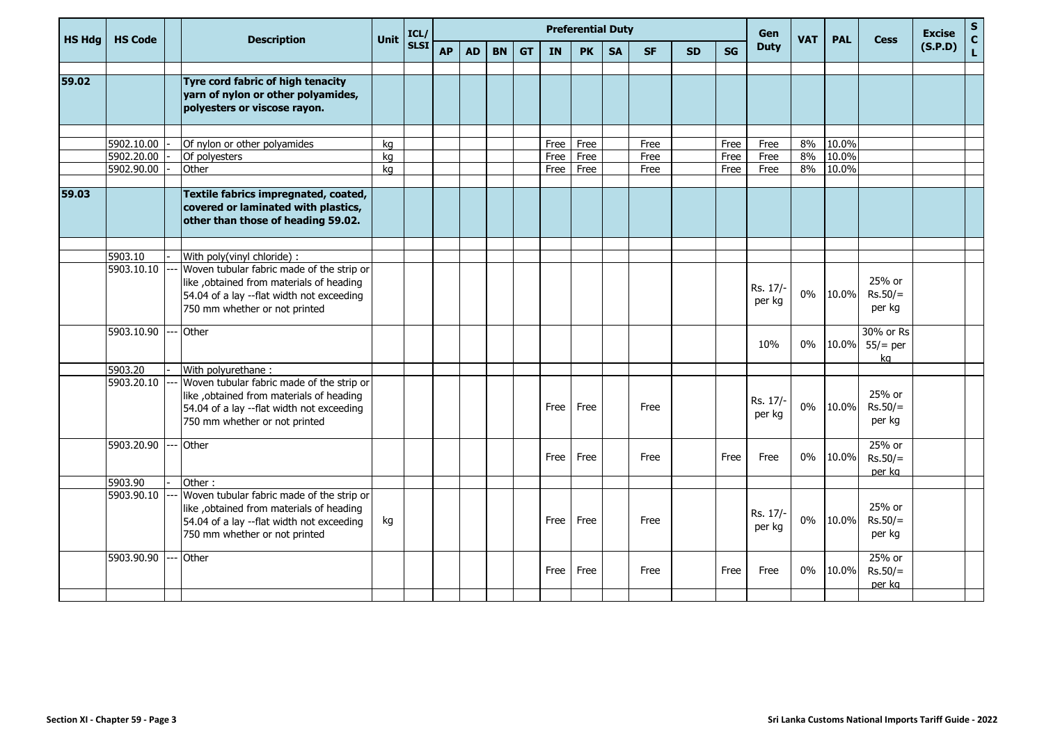| HS Hdg | HS Code | | Description | Unit | ICL/ SLSI | Preferential Duty | | | | | | | | | | Gen Duty | VAT | PAL | Cess | Excise (S.P.D) | S C L |
|---|---|---|---|---|---|---|---|---|---|---|---|---|---|---|---|---|---|---|---|---|---|
| | | | | | | AP | AD | BN | GT | IN | PK | SA | SF | SD | SG | | | | | | |
| 59.02 | | | **Tyre cord fabric of high tenacity yarn of nylon or other polyamides, polyesters or viscose rayon.** | | | | | | | | | | | | | | | | | | |
| | 5902.10.00 | - | Of nylon or other polyamides | kg | | | | | | Free | Free | | Free | | Free | Free | 8% | 10.0% | | | |
| | 5902.20.00 | - | Of polyesters | kg | | | | | | Free | Free | | Free | | Free | Free | 8% | 10.0% | | | |
| | 5902.90.00 | - | Other | kg | | | | | | Free | Free | | Free | | Free | Free | 8% | 10.0% | | | |
| 59.03 | | | **Textile fabrics impregnated, coated, covered or laminated with plastics, other than those of heading 59.02.** | | | | | | | | | | | | | | | | | | |
| | 5903.10 | - | With poly(vinyl chloride) : | | | | | | | | | | | | | | | | | | |
| | 5903.10.10 | --- | Woven tubular fabric made of the strip or like ,obtained from materials of heading 54.04 of a lay --flat width not exceeding 750 mm whether or not printed | | | | | | | | | | | | | Rs. 17/- per kg | 0% | 10.0% | 25% or Rs.50/= per kg | | |
| | 5903.10.90 | --- | Other | | | | | | | | | | | | | 10% | 0% | 10.0% | 30% or Rs 55/= per kg | | |
| | 5903.20 | - | With polyurethane : | | | | | | | | | | | | | | | | | | |
| | 5903.20.10 | --- | Woven tubular fabric made of the strip or like ,obtained from materials of heading 54.04 of a lay --flat width not exceeding 750 mm whether or not printed | | | | | | | Free | Free | | Free | | | Rs. 17/- per kg | 0% | 10.0% | 25% or Rs.50/= per kg | | |
| | 5903.20.90 | --- | Other | | | | | | | Free | Free | | Free | | Free | Free | 0% | 10.0% | 25% or Rs.50/= per kg | | |
| | 5903.90 | - | Other : | | | | | | | | | | | | | | | | | | |
| | 5903.90.10 | --- | Woven tubular fabric made of the strip or like ,obtained from materials of heading 54.04 of a lay --flat width not exceeding 750 mm whether or not printed | kg | | | | | | Free | Free | | Free | | | Rs. 17/- per kg | 0% | 10.0% | 25% or Rs.50/= per kg | | |
| | 5903.90.90 | --- | Other | | | | | | | Free | Free | | Free | | Free | Free | 0% | 10.0% | 25% or Rs.50/= per kg | | |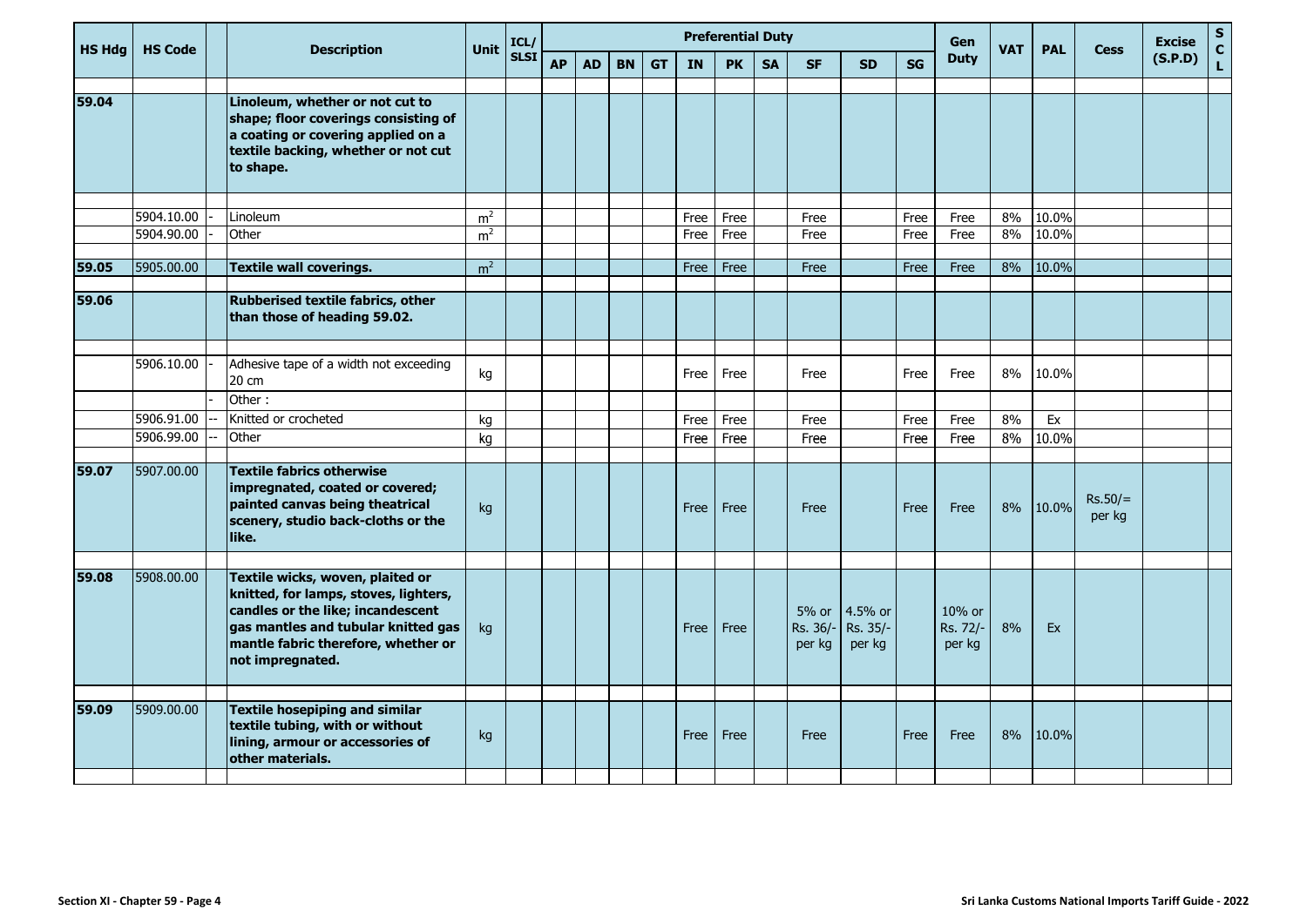| HS Hdg | HS Code | | Description | Unit | ICL/ SLSI | Preferential Duty | | | | | | | | | | Gen Duty | VAT | PAL | Cess | Excise (S.P.D) | S C L |
|---|---|---|---|---|---|---|---|---|---|---|---|---|---|---|---|---|---|---|---|---|---|
| | | | | | | AP | AD | BN | GT | IN | PK | SA | SF | SD | SG | | | | | | |
| 59.04 | | | **Linoleum, whether or not cut to shape; floor coverings consisting of a coating or covering applied on a textile backing, whether or not cut to shape.** | | | | | | | | | | | | | | | | | | |
| | 5904.10.00 | - | Linoleum | $m^2$ | | | | | | Free | Free | | Free | | Free | Free | 8% | 10.0% | | | |
| | 5904.90.00 | - | Other | $m^2$ | | | | | | Free | Free | | Free | | Free | Free | 8% | 10.0% | | | |
| 59.05 | 5905.00.00 | | **Textile wall coverings.** | $m^2$ | | | | | | Free | Free | | Free | | Free | Free | 8% | 10.0% | | | |
| 59.06 | | | **Rubberised textile fabrics, other than those of heading 59.02.** | | | | | | | | | | | | | | | | | | |
| | 5906.10.00 | - | Adhesive tape of a width not exceeding 20 cm | kg | | | | | | Free | Free | | Free | | Free | Free | 8% | 10.0% | | | |
| | | - | Other : | | | | | | | | | | | | | | | | | | |
| | 5906.91.00 | -- | Knitted or crocheted | kg | | | | | | Free | Free | | Free | | Free | Free | 8% | Ex | | | |
| | 5906.99.00 | -- | Other | kg | | | | | | Free | Free | | Free | | Free | Free | 8% | 10.0% | | | |
| 59.07 | 5907.00.00 | | **Textile fabrics otherwise impregnated, coated or covered; painted canvas being theatrical scenery, studio back-cloths or the like.** | kg | | | | | | Free | Free | | Free | | Free | Free | 8% | 10.0% | Rs.50/= per kg | | |
| 59.08 | 5908.00.00 | | **Textile wicks, woven, plaited or knitted, for lamps, stoves, lighters, candles or the like; incandescent gas mantles and tubular knitted gas mantle fabric therefore, whether or not impregnated.** | kg | | | | | | Free | Free | | 5% or Rs. 36/- per kg | 4.5% or Rs. 35/- per kg | | 10% or Rs. 72/- per kg | 8% | Ex | | | |
| 59.09 | 5909.00.00 | | **Textile hosepiping and similar textile tubing, with or without lining, armour or accessories of other materials.** | kg | | | | | | Free | Free | | Free | | Free | Free | 8% | 10.0% | | | |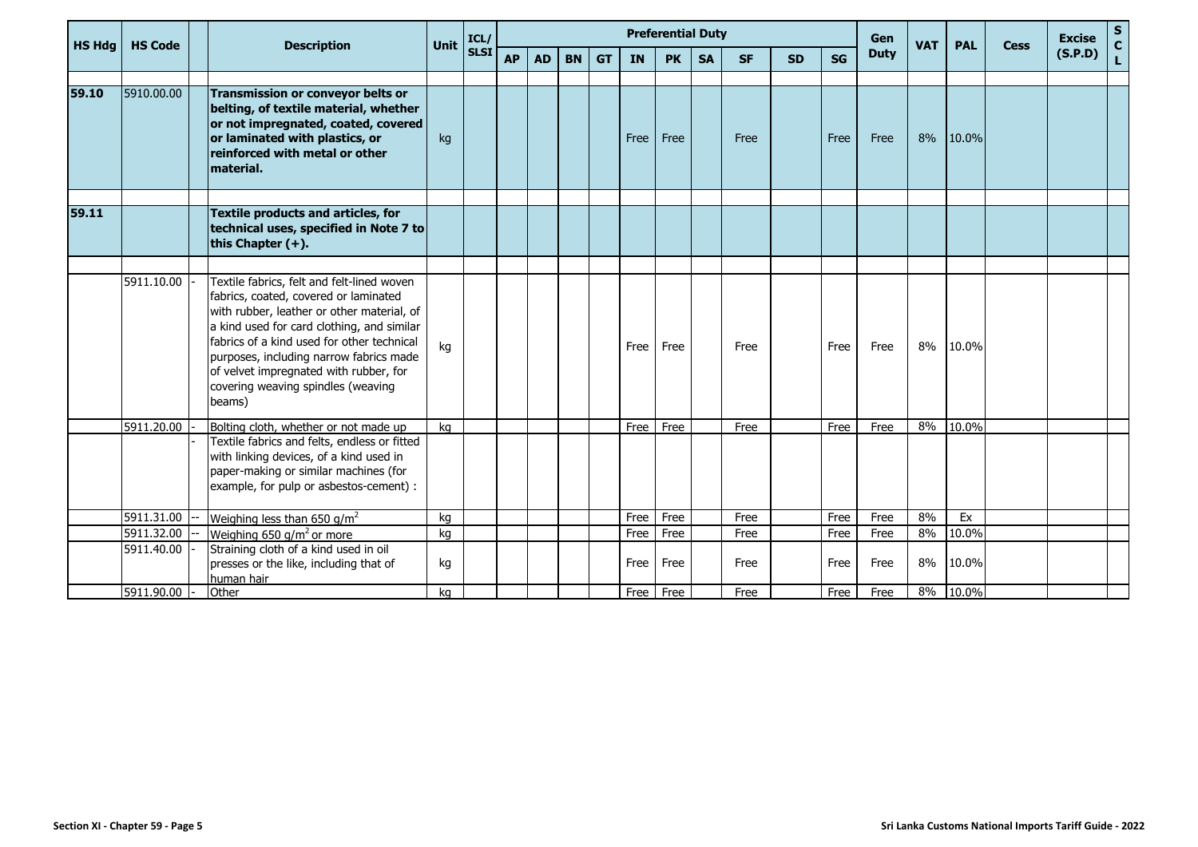| HS Hdg | HS Code | | Description | Unit | ICL/ SLSI | Preferential Duty | | | | | | | | | | Gen Duty | VAT | PAL | Cess | Excise (S.P.D) | S C L |
|---|---|---|---|---|---|---|---|---|---|---|---|---|---|---|---|---|---|---|---|---|---|
| | | | | | | AP | AD | BN | GT | IN | PK | SA | SF | SD | SG | | | | | | |
| 59.10 | 5910.00.00 | | **Transmission or conveyor belts or belting, of textile material, whether or not impregnated, coated, covered or laminated with plastics, or reinforced with metal or other material.** | kg | | | | | | Free | Free | | Free | | Free | Free | 8% | 10.0% | | | |
| 59.11 | | | **Textile products and articles, for technical uses, specified in Note 7 to this Chapter (+).** | | | | | | | | | | | | | | | | | | |
| | 5911.10.00 | - | Textile fabrics, felt and felt-lined woven fabrics, coated, covered or laminated with rubber, leather or other material, of a kind used for card clothing, and similar fabrics of a kind used for other technical purposes, including narrow fabrics made of velvet impregnated with rubber, for covering weaving spindles (weaving beams) | kg | | | | | | Free | Free | | Free | | Free | Free | 8% | 10.0% | | | |
| | 5911.20.00 | - | Bolting cloth, whether or not made up | kg | | | | | | Free | Free | | Free | | Free | Free | 8% | 10.0% | | | |
| | | - | Textile fabrics and felts, endless or fitted with linking devices, of a kind used in paper-making or similar machines (for example, for pulp or asbestos-cement) : | | | | | | | | | | | | | | | | | | |
| | 5911.31.00 | -- | Weighing less than 650 $g/m^2$ | kg | | | | | | Free | Free | | Free | | Free | Free | 8% | Ex | | | |
| | 5911.32.00 | -- | Weighing 650 $g/m^2$ or more | kg | | | | | | Free | Free | | Free | | Free | Free | 8% | 10.0% | | | |
| | 5911.40.00 | - | Straining cloth of a kind used in oil presses or the like, including that of human hair | kg | | | | | | Free | Free | | Free | | Free | Free | 8% | 10.0% | | | |
| | 5911.90.00 | - | Other | kg | | | | | | Free | Free | | Free | | Free | Free | 8% | 10.0% | | | |